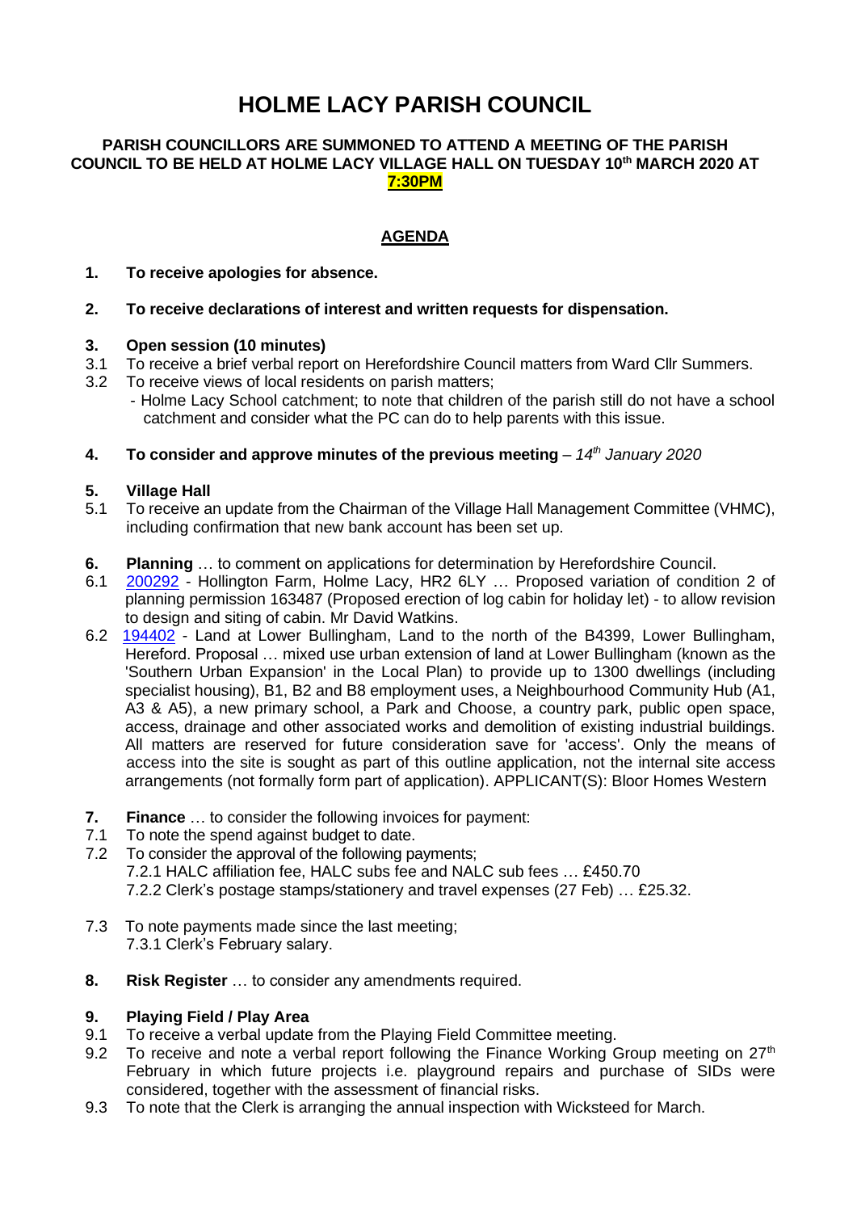# HOLME LACY PARISH COUNCIL

**PARISH COUNCILLORS ARE SUMMONED TO ATTEND A MEETING OF THE PARISH COUNCIL TO BE HELD AT HOLME LACY VILLAGE HALL ON TUESDAY 10th MARCH 2020 AT 7:30PM**

## AGENDA

**1. To receive apologies for absence.**

**2. To receive declarations of interest and written requests for dispensation.**

**3. Open session (10 minutes)**

3.1 To receive a brief verbal report on Herefordshire Council matters from Ward Cllr Summers.

3.2 To receive views of local residents on parish matters;
- Holme Lacy School catchment; to note that children of the parish still do not have a school catchment and consider what the PC can do to help parents with this issue.

**4. To consider and approve minutes of the previous meeting** – *14th January 2020*

**5. Village Hall**

5.1 To receive an update from the Chairman of the Village Hall Management Committee (VHMC), including confirmation that new bank account has been set up.

**6. Planning** … to comment on applications for determination by Herefordshire Council.

6.1 200292 - Hollington Farm, Holme Lacy, HR2 6LY … Proposed variation of condition 2 of planning permission 163487 (Proposed erection of log cabin for holiday let) - to allow revision to design and siting of cabin. Mr David Watkins.

6.2 194402 - Land at Lower Bullingham, Land to the north of the B4399, Lower Bullingham, Hereford. Proposal … mixed use urban extension of land at Lower Bullingham (known as the 'Southern Urban Expansion' in the Local Plan) to provide up to 1300 dwellings (including specialist housing), B1, B2 and B8 employment uses, a Neighbourhood Community Hub (A1, A3 & A5), a new primary school, a Park and Choose, a country park, public open space, access, drainage and other associated works and demolition of existing industrial buildings. All matters are reserved for future consideration save for 'access'. Only the means of access into the site is sought as part of this outline application, not the internal site access arrangements (not formally form part of application). APPLICANT(S): Bloor Homes Western

**7. Finance** … to consider the following invoices for payment:

7.1 To note the spend against budget to date.

7.2 To consider the approval of the following payments;
7.2.1 HALC affiliation fee, HALC subs fee and NALC sub fees … £450.70
7.2.2 Clerk's postage stamps/stationery and travel expenses (27 Feb) … £25.32.

7.3 To note payments made since the last meeting;
7.3.1 Clerk's February salary.

**8. Risk Register** … to consider any amendments required.

**9. Playing Field / Play Area**

9.1 To receive a verbal update from the Playing Field Committee meeting.

9.2 To receive and note a verbal report following the Finance Working Group meeting on 27th February in which future projects i.e. playground repairs and purchase of SIDs were considered, together with the assessment of financial risks.

9.3 To note that the Clerk is arranging the annual inspection with Wicksteed for March.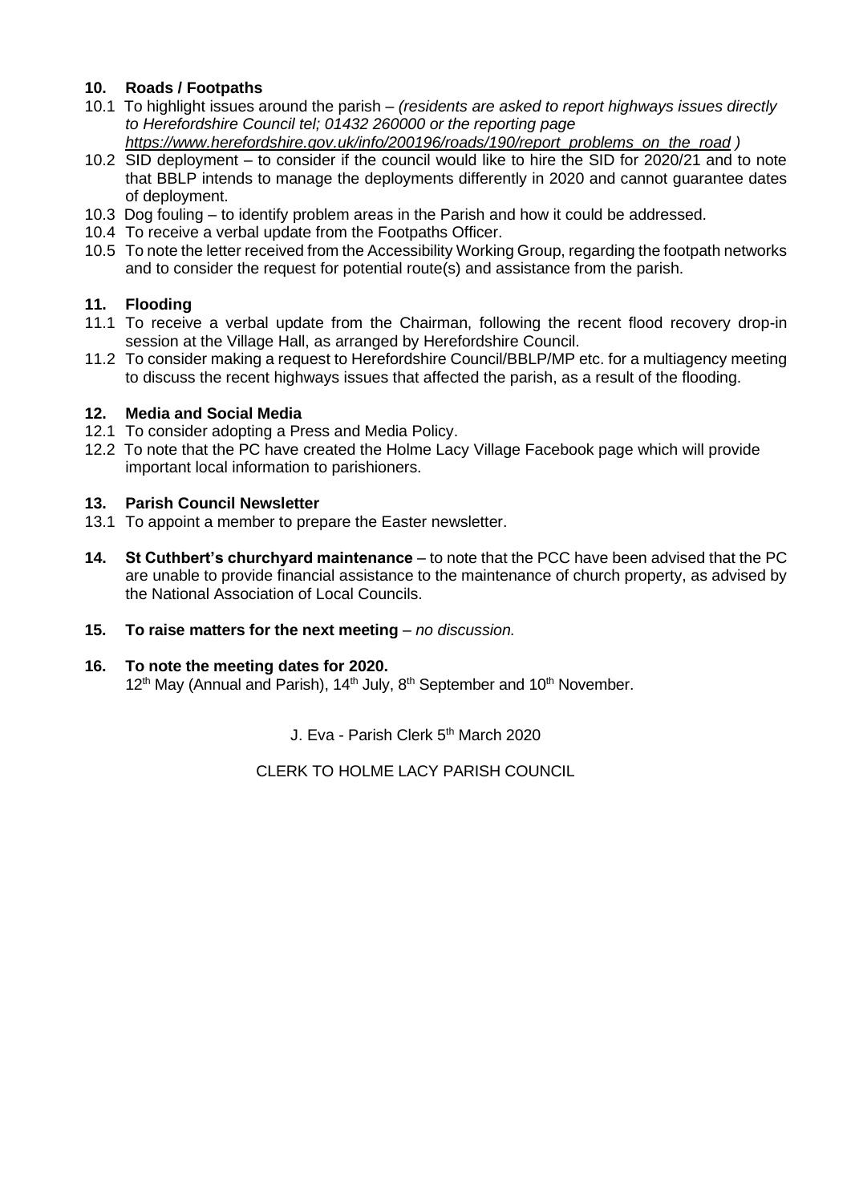**10. Roads / Footpaths**

10.1 To highlight issues around the parish – *(residents are asked to report highways issues directly to Herefordshire Council tel; 01432 260000 or the reporting page https://www.herefordshire.gov.uk/info/200196/roads/190/report_problems_on_the_road )*

10.2 SID deployment – to consider if the council would like to hire the SID for 2020/21 and to note that BBLP intends to manage the deployments differently in 2020 and cannot guarantee dates of deployment.

10.3 Dog fouling – to identify problem areas in the Parish and how it could be addressed.

10.4 To receive a verbal update from the Footpaths Officer.

10.5 To note the letter received from the Accessibility Working Group, regarding the footpath networks and to consider the request for potential route(s) and assistance from the parish.

**11. Flooding**

11.1 To receive a verbal update from the Chairman, following the recent flood recovery drop-in session at the Village Hall, as arranged by Herefordshire Council.

11.2 To consider making a request to Herefordshire Council/BBLP/MP etc. for a multiagency meeting to discuss the recent highways issues that affected the parish, as a result of the flooding.

**12. Media and Social Media**

12.1 To consider adopting a Press and Media Policy.

12.2 To note that the PC have created the Holme Lacy Village Facebook page which will provide important local information to parishioners.

**13. Parish Council Newsletter**

13.1 To appoint a member to prepare the Easter newsletter.

**14. St Cuthbert's churchyard maintenance** – to note that the PCC have been advised that the PC are unable to provide financial assistance to the maintenance of church property, as advised by the National Association of Local Councils.

**15. To raise matters for the next meeting** – *no discussion.*

**16. To note the meeting dates for 2020.**

12th May (Annual and Parish), 14th July, 8th September and 10th November.

J. Eva - Parish Clerk 5th March 2020

CLERK TO HOLME LACY PARISH COUNCIL